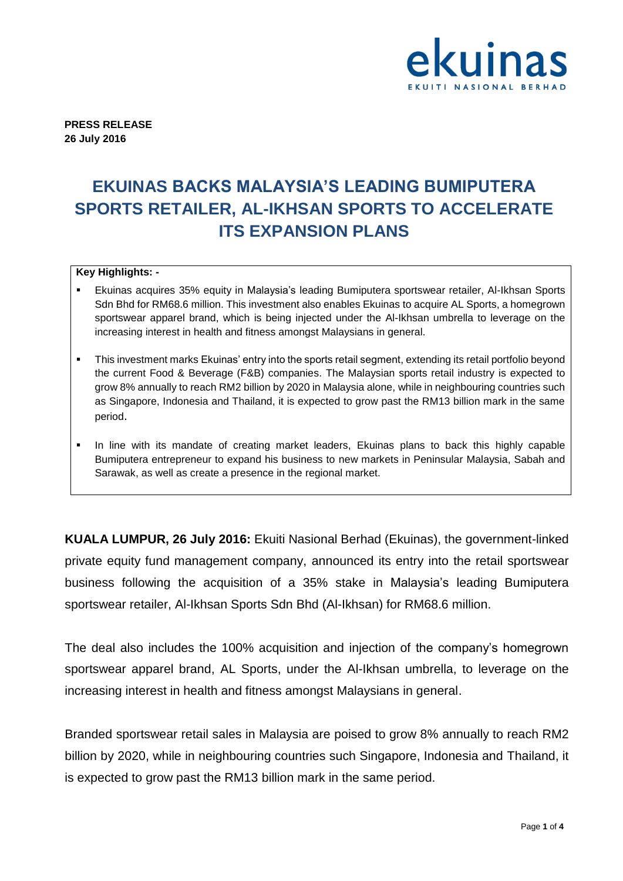ekuinas

EKUITI NASIONAL BERHAD

**PRESS RELEASE**
**26 July 2016**

# EKUINAS BACKS MALAYSIA'S LEADING BUMIPUTERA SPORTS RETAILER, AL-IKHSAN SPORTS TO ACCELERATE ITS EXPANSION PLANS

**Key Highlights: -**

- Ekuinas acquires 35% equity in Malaysia's leading Bumiputera sportswear retailer, Al-Ikhsan Sports Sdn Bhd for RM68.6 million. This investment also enables Ekuinas to acquire AL Sports, a homegrown sportswear apparel brand, which is being injected under the Al-Ikhsan umbrella to leverage on the increasing interest in health and fitness amongst Malaysians in general.
- This investment marks Ekuinas' entry into the sports retail segment, extending its retail portfolio beyond the current Food & Beverage (F&B) companies. The Malaysian sports retail industry is expected to grow 8% annually to reach RM2 billion by 2020 in Malaysia alone, while in neighbouring countries such as Singapore, Indonesia and Thailand, it is expected to grow past the RM13 billion mark in the same period.
- In line with its mandate of creating market leaders, Ekuinas plans to back this highly capable Bumiputera entrepreneur to expand his business to new markets in Peninsular Malaysia, Sabah and Sarawak, as well as create a presence in the regional market.

**KUALA LUMPUR, 26 July 2016:** Ekuiti Nasional Berhad (Ekuinas), the government-linked private equity fund management company, announced its entry into the retail sportswear business following the acquisition of a 35% stake in Malaysia's leading Bumiputera sportswear retailer, Al-Ikhsan Sports Sdn Bhd (Al-Ikhsan) for RM68.6 million.

The deal also includes the 100% acquisition and injection of the company's homegrown sportswear apparel brand, AL Sports, under the Al-Ikhsan umbrella, to leverage on the increasing interest in health and fitness amongst Malaysians in general.

Branded sportswear retail sales in Malaysia are poised to grow 8% annually to reach RM2 billion by 2020, while in neighbouring countries such Singapore, Indonesia and Thailand, it is expected to grow past the RM13 billion mark in the same period.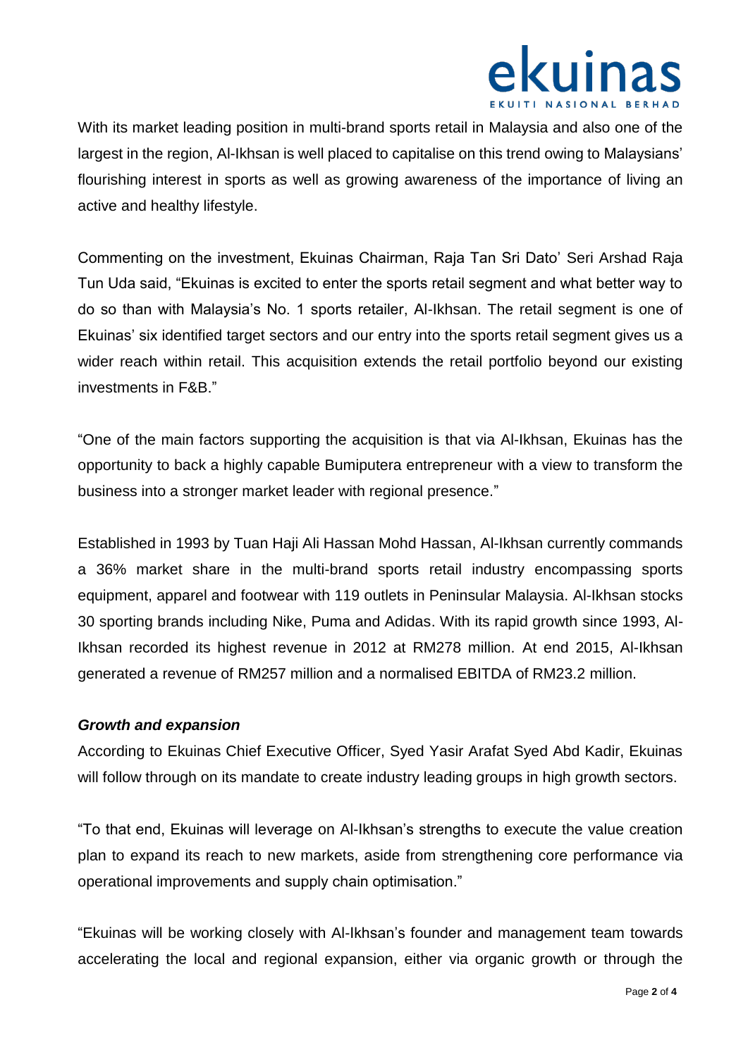With its market leading position in multi-brand sports retail in Malaysia and also one of the largest in the region, Al-Ikhsan is well placed to capitalise on this trend owing to Malaysians' flourishing interest in sports as well as growing awareness of the importance of living an active and healthy lifestyle.

Commenting on the investment, Ekuinas Chairman, Raja Tan Sri Dato' Seri Arshad Raja Tun Uda said, "Ekuinas is excited to enter the sports retail segment and what better way to do so than with Malaysia's No. 1 sports retailer, Al-Ikhsan. The retail segment is one of Ekuinas' six identified target sectors and our entry into the sports retail segment gives us a wider reach within retail. This acquisition extends the retail portfolio beyond our existing investments in F&B."

"One of the main factors supporting the acquisition is that via Al-Ikhsan, Ekuinas has the opportunity to back a highly capable Bumiputera entrepreneur with a view to transform the business into a stronger market leader with regional presence."

Established in 1993 by Tuan Haji Ali Hassan Mohd Hassan, Al-Ikhsan currently commands a 36% market share in the multi-brand sports retail industry encompassing sports equipment, apparel and footwear with 119 outlets in Peninsular Malaysia. Al-Ikhsan stocks 30 sporting brands including Nike, Puma and Adidas. With its rapid growth since 1993, Al-Ikhsan recorded its highest revenue in 2012 at RM278 million. At end 2015, Al-Ikhsan generated a revenue of RM257 million and a normalised EBITDA of RM23.2 million.

***Growth and expansion***

According to Ekuinas Chief Executive Officer, Syed Yasir Arafat Syed Abd Kadir, Ekuinas will follow through on its mandate to create industry leading groups in high growth sectors.

"To that end, Ekuinas will leverage on Al-Ikhsan's strengths to execute the value creation plan to expand its reach to new markets, aside from strengthening core performance via operational improvements and supply chain optimisation."

"Ekuinas will be working closely with Al-Ikhsan's founder and management team towards accelerating the local and regional expansion, either via organic growth or through the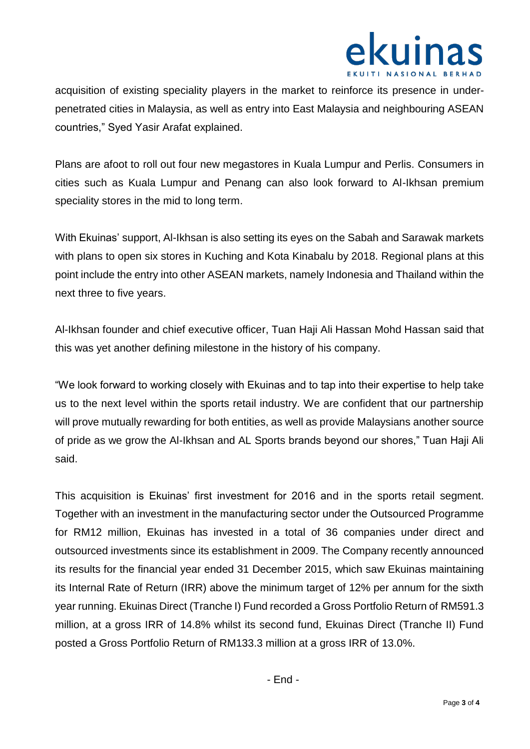acquisition of existing speciality players in the market to reinforce its presence in under-penetrated cities in Malaysia, as well as entry into East Malaysia and neighbouring ASEAN countries," Syed Yasir Arafat explained.

Plans are afoot to roll out four new megastores in Kuala Lumpur and Perlis. Consumers in cities such as Kuala Lumpur and Penang can also look forward to Al-Ikhsan premium speciality stores in the mid to long term.

With Ekuinas' support, Al-Ikhsan is also setting its eyes on the Sabah and Sarawak markets with plans to open six stores in Kuching and Kota Kinabalu by 2018. Regional plans at this point include the entry into other ASEAN markets, namely Indonesia and Thailand within the next three to five years.

Al-Ikhsan founder and chief executive officer, Tuan Haji Ali Hassan Mohd Hassan said that this was yet another defining milestone in the history of his company.

"We look forward to working closely with Ekuinas and to tap into their expertise to help take us to the next level within the sports retail industry. We are confident that our partnership will prove mutually rewarding for both entities, as well as provide Malaysians another source of pride as we grow the Al-Ikhsan and AL Sports brands beyond our shores," Tuan Haji Ali said.

This acquisition is Ekuinas' first investment for 2016 and in the sports retail segment. Together with an investment in the manufacturing sector under the Outsourced Programme for RM12 million, Ekuinas has invested in a total of 36 companies under direct and outsourced investments since its establishment in 2009. The Company recently announced its results for the financial year ended 31 December 2015, which saw Ekuinas maintaining its Internal Rate of Return (IRR) above the minimum target of 12% per annum for the sixth year running. Ekuinas Direct (Tranche I) Fund recorded a Gross Portfolio Return of RM591.3 million, at a gross IRR of 14.8% whilst its second fund, Ekuinas Direct (Tranche II) Fund posted a Gross Portfolio Return of RM133.3 million at a gross IRR of 13.0%.

- End -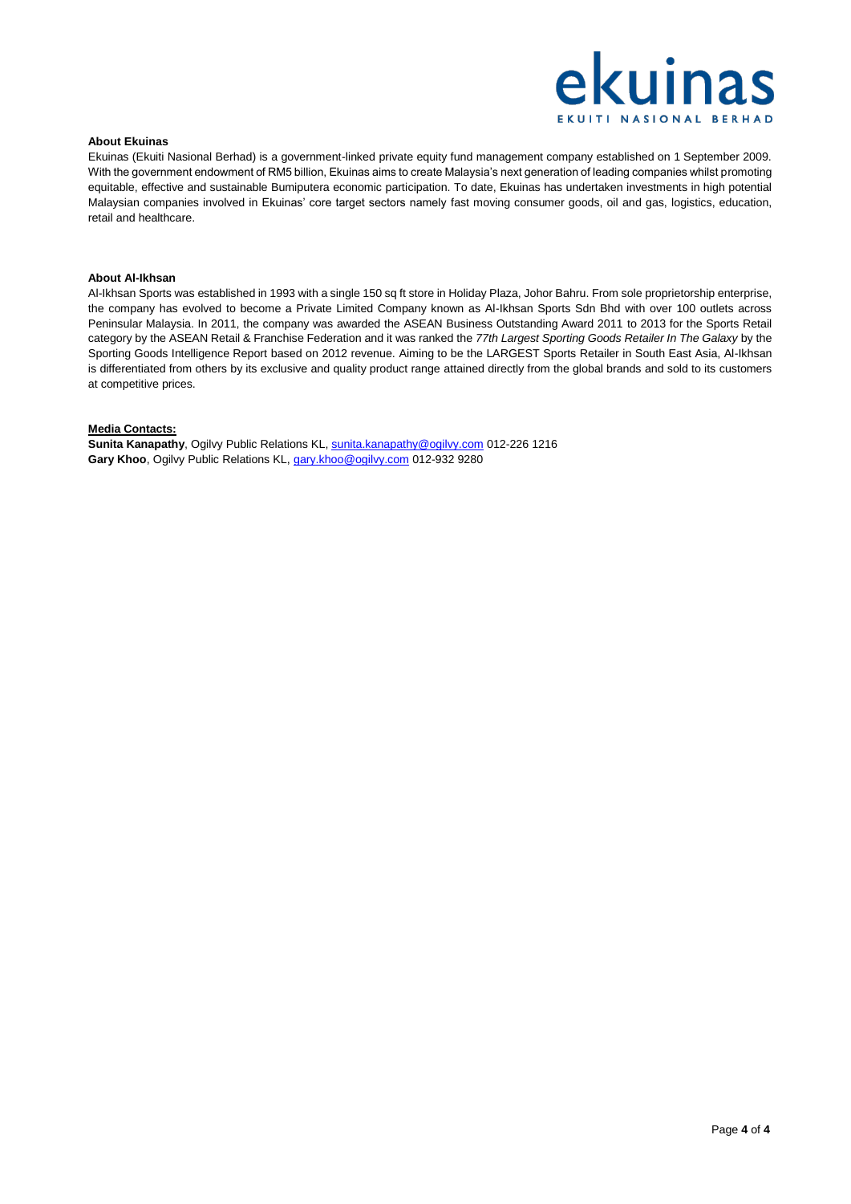**About Ekuinas**

Ekuinas (Ekuiti Nasional Berhad) is a government-linked private equity fund management company established on 1 September 2009. With the government endowment of RM5 billion, Ekuinas aims to create Malaysia's next generation of leading companies whilst promoting equitable, effective and sustainable Bumiputera economic participation. To date, Ekuinas has undertaken investments in high potential Malaysian companies involved in Ekuinas' core target sectors namely fast moving consumer goods, oil and gas, logistics, education, retail and healthcare.

**About Al-Ikhsan**

Al-Ikhsan Sports was established in 1993 with a single 150 sq ft store in Holiday Plaza, Johor Bahru. From sole proprietorship enterprise, the company has evolved to become a Private Limited Company known as Al-Ikhsan Sports Sdn Bhd with over 100 outlets across Peninsular Malaysia. In 2011, the company was awarded the ASEAN Business Outstanding Award 2011 to 2013 for the Sports Retail category by the ASEAN Retail & Franchise Federation and it was ranked the *77th Largest Sporting Goods Retailer In The Galaxy* by the Sporting Goods Intelligence Report based on 2012 revenue. Aiming to be the LARGEST Sports Retailer in South East Asia, Al-Ikhsan is differentiated from others by its exclusive and quality product range attained directly from the global brands and sold to its customers at competitive prices.

**Media Contacts:**

**Sunita Kanapathy**, Ogilvy Public Relations KL, sunita.kanapathy@ogilvy.com 012-226 1216
**Gary Khoo**, Ogilvy Public Relations KL, gary.khoo@ogilvy.com 012-932 9280